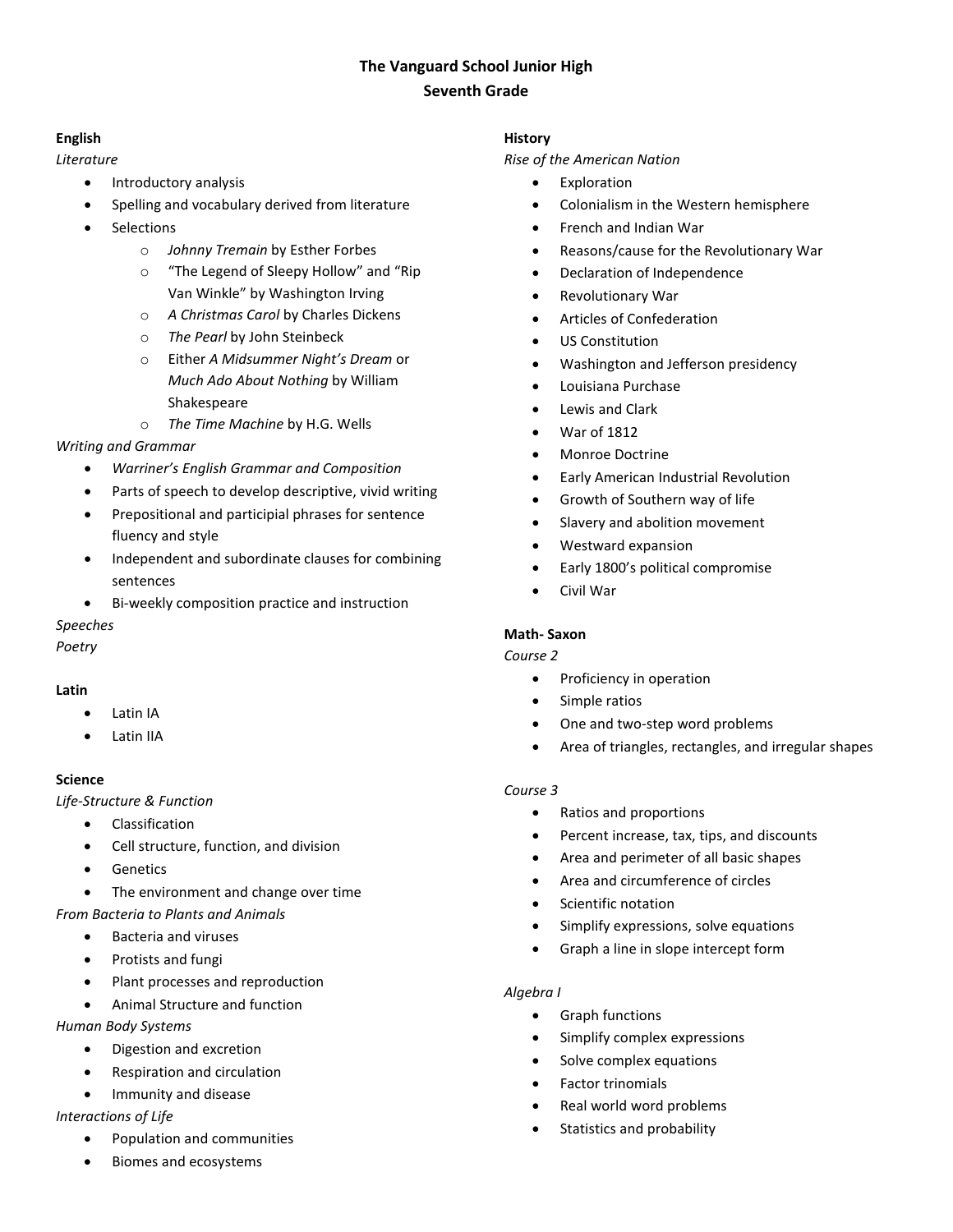# The Vanguard School Junior High
## Seventh Grade

**English**

*Literature*

- Introductory analysis
- Spelling and vocabulary derived from literature
- Selections
    - *Johnny Tremain* by Esther Forbes
    - "The Legend of Sleepy Hollow" and "Rip Van Winkle" by Washington Irving
    - *A Christmas Carol* by Charles Dickens
    - *The Pearl* by John Steinbeck
    - Either *A Midsummer Night's Dream* or *Much Ado About Nothing* by William Shakespeare
    - *The Time Machine* by H.G. Wells

*Writing and Grammar*

- *Warriner's English Grammar and Composition*
- Parts of speech to develop descriptive, vivid writing
- Prepositional and participial phrases for sentence fluency and style
- Independent and subordinate clauses for combining sentences
- Bi-weekly composition practice and instruction

*Speeches*

*Poetry*

**Latin**

- Latin IA
- Latin IIA

**Science**

*Life-Structure & Function*

- Classification
- Cell structure, function, and division
- Genetics
- The environment and change over time

*From Bacteria to Plants and Animals*

- Bacteria and viruses
- Protists and fungi
- Plant processes and reproduction
- Animal Structure and function

*Human Body Systems*

- Digestion and excretion
- Respiration and circulation
- Immunity and disease

*Interactions of Life*

- Population and communities
- Biomes and ecosystems

**History**

*Rise of the American Nation*

- Exploration
- Colonialism in the Western hemisphere
- French and Indian War
- Reasons/cause for the Revolutionary War
- Declaration of Independence
- Revolutionary War
- Articles of Confederation
- US Constitution
- Washington and Jefferson presidency
- Louisiana Purchase
- Lewis and Clark
- War of 1812
- Monroe Doctrine
- Early American Industrial Revolution
- Growth of Southern way of life
- Slavery and abolition movement
- Westward expansion
- Early 1800's political compromise
- Civil War

**Math- Saxon**

*Course 2*

- Proficiency in operation
- Simple ratios
- One and two-step word problems
- Area of triangles, rectangles, and irregular shapes

*Course 3*

- Ratios and proportions
- Percent increase, tax, tips, and discounts
- Area and perimeter of all basic shapes
- Area and circumference of circles
- Scientific notation
- Simplify expressions, solve equations
- Graph a line in slope intercept form

*Algebra I*

- Graph functions
- Simplify complex expressions
- Solve complex equations
- Factor trinomials
- Real world word problems
- Statistics and probability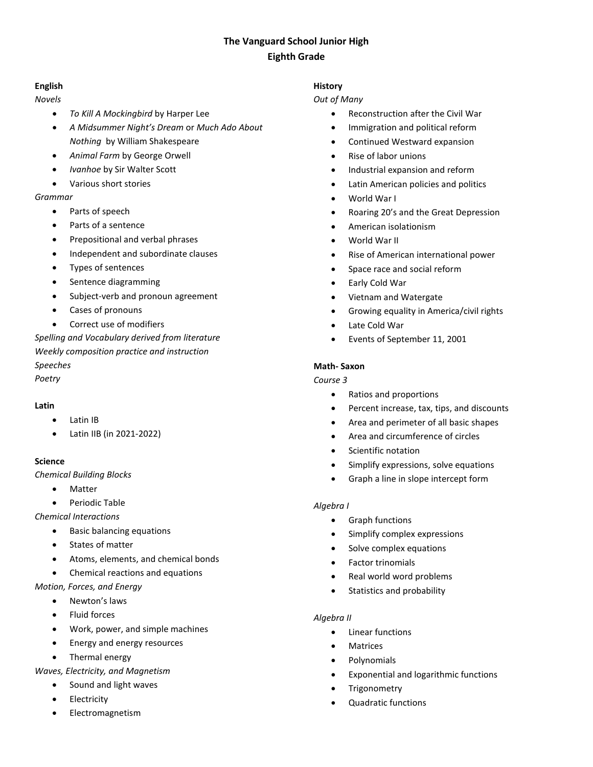# The Vanguard School Junior High
## Eighth Grade

**English**

*Novels*

- *To Kill A Mockingbird* by Harper Lee
- *A Midsummer Night's Dream* or *Much Ado About Nothing* by William Shakespeare
- *Animal Farm* by George Orwell
- *Ivanhoe* by Sir Walter Scott
- Various short stories

*Grammar*

- Parts of speech
- Parts of a sentence
- Prepositional and verbal phrases
- Independent and subordinate clauses
- Types of sentences
- Sentence diagramming
- Subject-verb and pronoun agreement
- Cases of pronouns
- Correct use of modifiers

*Spelling and Vocabulary derived from literature*

*Weekly composition practice and instruction*

*Speeches*

*Poetry*

**Latin**

- Latin IB
- Latin IIB (in 2021-2022)

**Science**

*Chemical Building Blocks*

- Matter
- Periodic Table

*Chemical Interactions*

- Basic balancing equations
- States of matter
- Atoms, elements, and chemical bonds
- Chemical reactions and equations

*Motion, Forces, and Energy*

- Newton's laws
- Fluid forces
- Work, power, and simple machines
- Energy and energy resources
- Thermal energy

*Waves, Electricity, and Magnetism*

- Sound and light waves
- Electricity
- Electromagnetism

**History**

*Out of Many*

- Reconstruction after the Civil War
- Immigration and political reform
- Continued Westward expansion
- Rise of labor unions
- Industrial expansion and reform
- Latin American policies and politics
- World War I
- Roaring 20's and the Great Depression
- American isolationism
- World War II
- Rise of American international power
- Space race and social reform
- Early Cold War
- Vietnam and Watergate
- Growing equality in America/civil rights
- Late Cold War
- Events of September 11, 2001

**Math- Saxon**

*Course 3*

- Ratios and proportions
- Percent increase, tax, tips, and discounts
- Area and perimeter of all basic shapes
- Area and circumference of circles
- Scientific notation
- Simplify expressions, solve equations
- Graph a line in slope intercept form

*Algebra I*

- Graph functions
- Simplify complex expressions
- Solve complex equations
- Factor trinomials
- Real world word problems
- Statistics and probability

*Algebra II*

- Linear functions
- Matrices
- Polynomials
- Exponential and logarithmic functions
- Trigonometry
- Quadratic functions